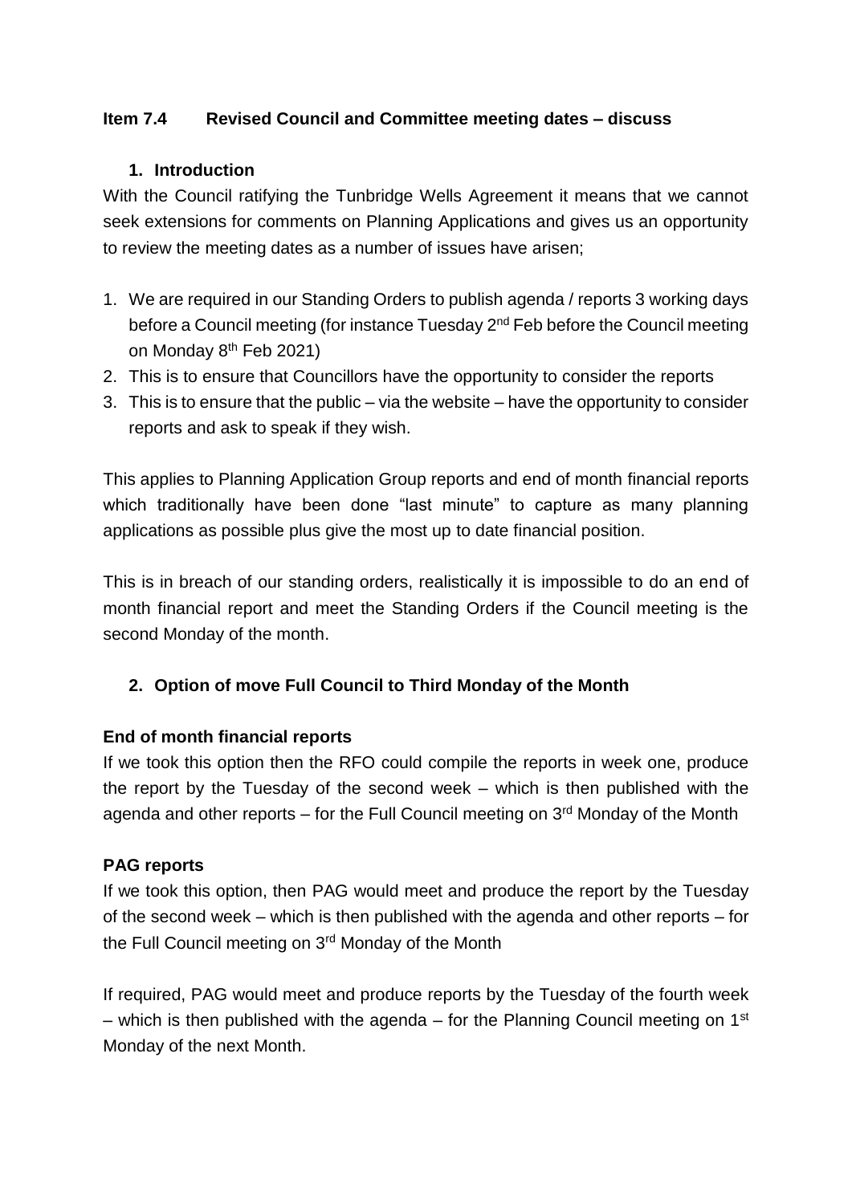**Item 7.4 Revised Council and Committee meeting dates – discuss**

**1. Introduction**

With the Council ratifying the Tunbridge Wells Agreement it means that we cannot seek extensions for comments on Planning Applications and gives us an opportunity to review the meeting dates as a number of issues have arisen;

1. We are required in our Standing Orders to publish agenda / reports 3 working days before a Council meeting (for instance Tuesday 2nd Feb before the Council meeting on Monday 8th Feb 2021)
2. This is to ensure that Councillors have the opportunity to consider the reports
3. This is to ensure that the public – via the website – have the opportunity to consider reports and ask to speak if they wish.

This applies to Planning Application Group reports and end of month financial reports which traditionally have been done "last minute" to capture as many planning applications as possible plus give the most up to date financial position.

This is in breach of our standing orders, realistically it is impossible to do an end of month financial report and meet the Standing Orders if the Council meeting is the second Monday of the month.

**2. Option of move Full Council to Third Monday of the Month**

**End of month financial reports**

If we took this option then the RFO could compile the reports in week one, produce the report by the Tuesday of the second week – which is then published with the agenda and other reports – for the Full Council meeting on 3rd Monday of the Month

**PAG reports**

If we took this option, then PAG would meet and produce the report by the Tuesday of the second week – which is then published with the agenda and other reports – for the Full Council meeting on 3rd Monday of the Month

If required, PAG would meet and produce reports by the Tuesday of the fourth week – which is then published with the agenda – for the Planning Council meeting on 1st Monday of the next Month.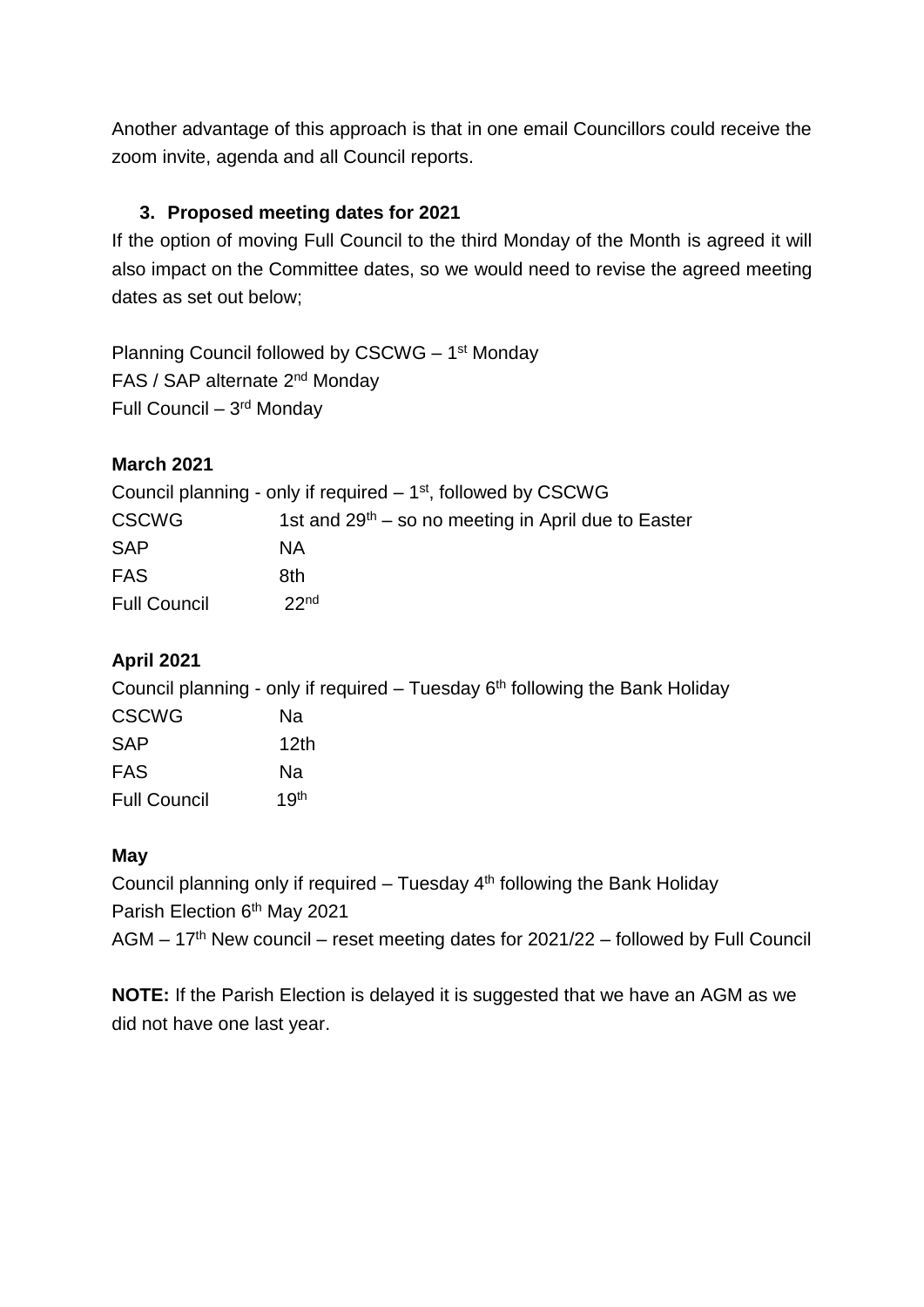Another advantage of this approach is that in one email Councillors could receive the zoom invite, agenda and all Council reports.

3. **Proposed meeting dates for 2021**

If the option of moving Full Council to the third Monday of the Month is agreed it will also impact on the Committee dates, so we would need to revise the agreed meeting dates as set out below;

Planning Council followed by CSCWG – 1st Monday
FAS / SAP alternate 2nd Monday
Full Council – 3rd Monday

**March 2021**

Council planning - only if required – 1st, followed by CSCWG

| | |
|---|---|
| CSCWG | 1st and 29th – so no meeting in April due to Easter |
| SAP | NA |
| FAS | 8th |
| Full Council | 22nd |

**April 2021**

Council planning - only if required – Tuesday 6th following the Bank Holiday

| | |
|---|---|
| CSCWG | Na |
| SAP | 12th |
| FAS | Na |
| Full Council | 19th |

**May**

Council planning only if required – Tuesday 4th following the Bank Holiday
Parish Election 6th May 2021
AGM – 17th New council – reset meeting dates for 2021/22 – followed by Full Council

**NOTE:** If the Parish Election is delayed it is suggested that we have an AGM as we did not have one last year.